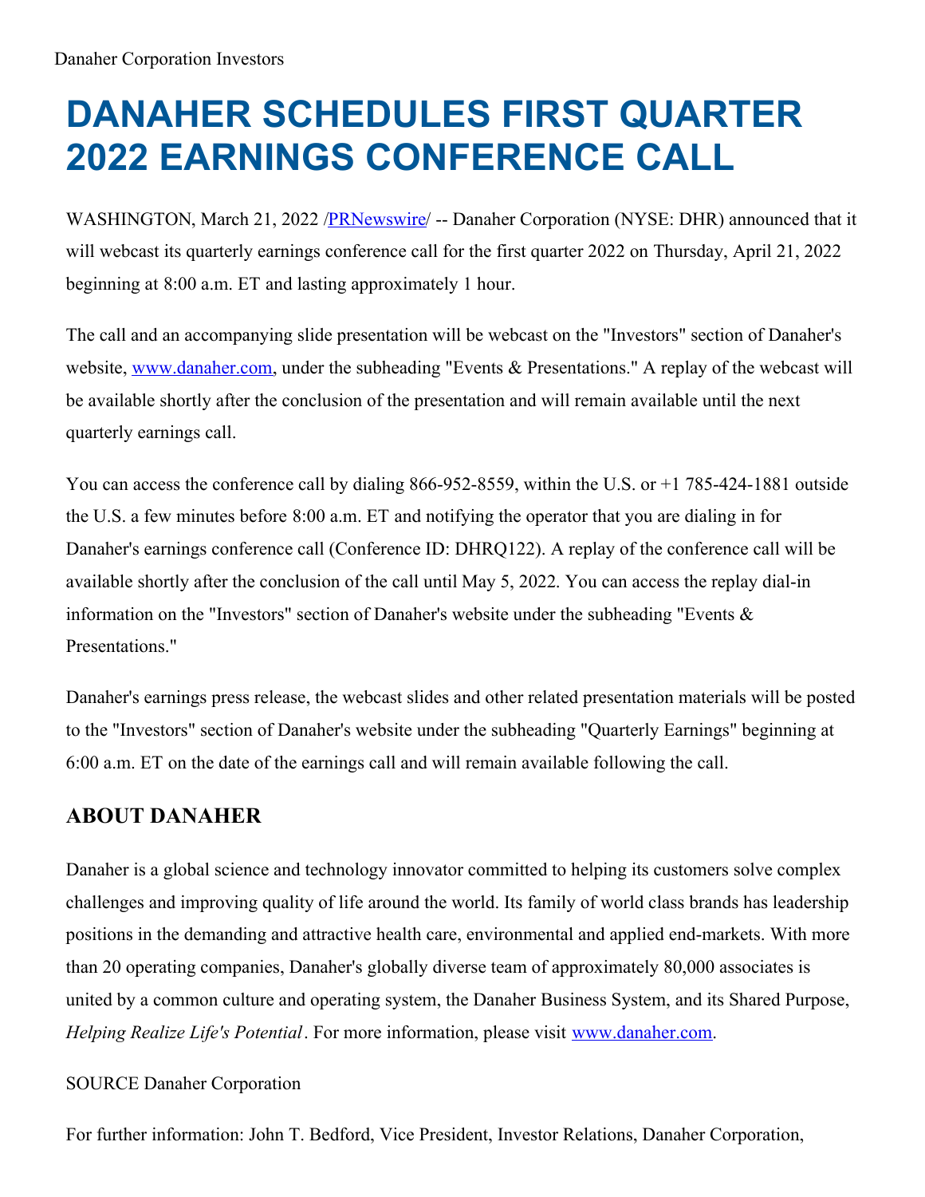Danaher Corporation Investors

# DANAHER SCHEDULES FIRST QUARTER 2022 EARNINGS CONFERENCE CALL

WASHINGTON, March 21, 2022 /PRNewswire/ -- Danaher Corporation (NYSE: DHR) announced that it will webcast its quarterly earnings conference call for the first quarter 2022 on Thursday, April 21, 2022 beginning at 8:00 a.m. ET and lasting approximately 1 hour.

The call and an accompanying slide presentation will be webcast on the "Investors" section of Danaher's website, www.danaher.com, under the subheading "Events & Presentations." A replay of the webcast will be available shortly after the conclusion of the presentation and will remain available until the next quarterly earnings call.

You can access the conference call by dialing 866-952-8559, within the U.S. or +1 785-424-1881 outside the U.S. a few minutes before 8:00 a.m. ET and notifying the operator that you are dialing in for Danaher's earnings conference call (Conference ID: DHRQ122). A replay of the conference call will be available shortly after the conclusion of the call until May 5, 2022. You can access the replay dial-in information on the "Investors" section of Danaher's website under the subheading "Events & Presentations."

Danaher's earnings press release, the webcast slides and other related presentation materials will be posted to the "Investors" section of Danaher's website under the subheading "Quarterly Earnings" beginning at 6:00 a.m. ET on the date of the earnings call and will remain available following the call.

## ABOUT DANAHER

Danaher is a global science and technology innovator committed to helping its customers solve complex challenges and improving quality of life around the world. Its family of world class brands has leadership positions in the demanding and attractive health care, environmental and applied end-markets. With more than 20 operating companies, Danaher's globally diverse team of approximately 80,000 associates is united by a common culture and operating system, the Danaher Business System, and its Shared Purpose, *Helping Realize Life's Potential*. For more information, please visit www.danaher.com.

SOURCE Danaher Corporation

For further information: John T. Bedford, Vice President, Investor Relations, Danaher Corporation,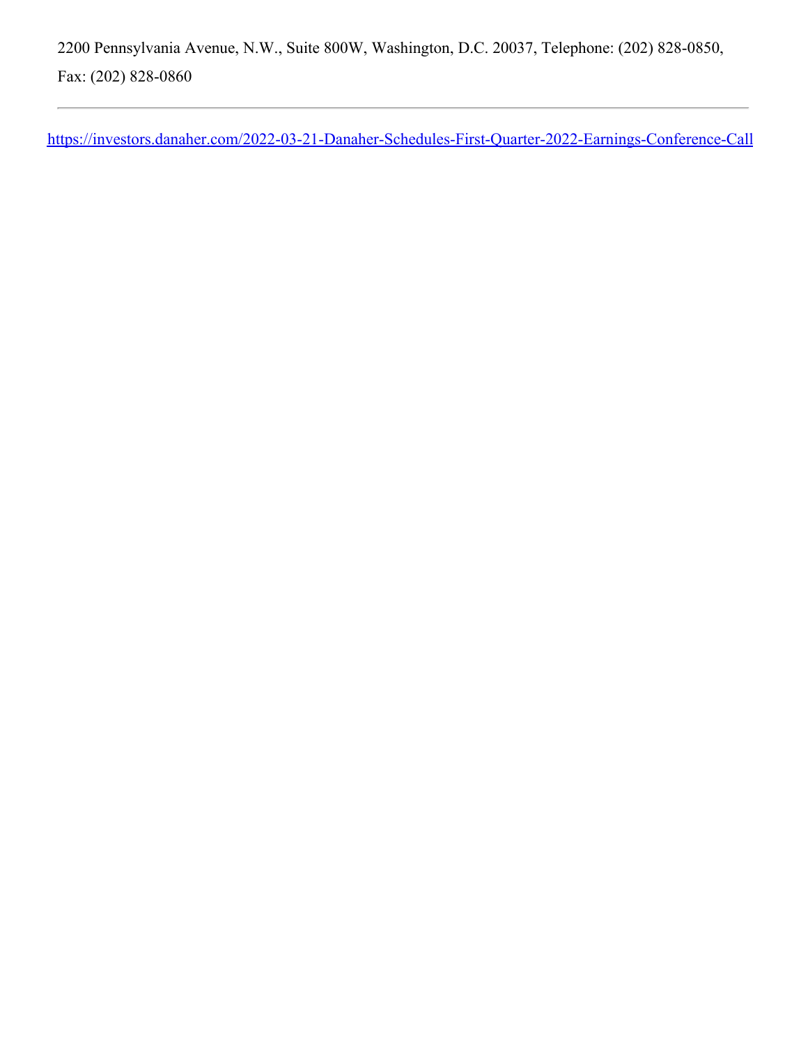2200 Pennsylvania Avenue, N.W., Suite 800W, Washington, D.C. 20037, Telephone: (202) 828-0850, Fax: (202) 828-0860

---

https://investors.danaher.com/2022-03-21-Danaher-Schedules-First-Quarter-2022-Earnings-Conference-Call